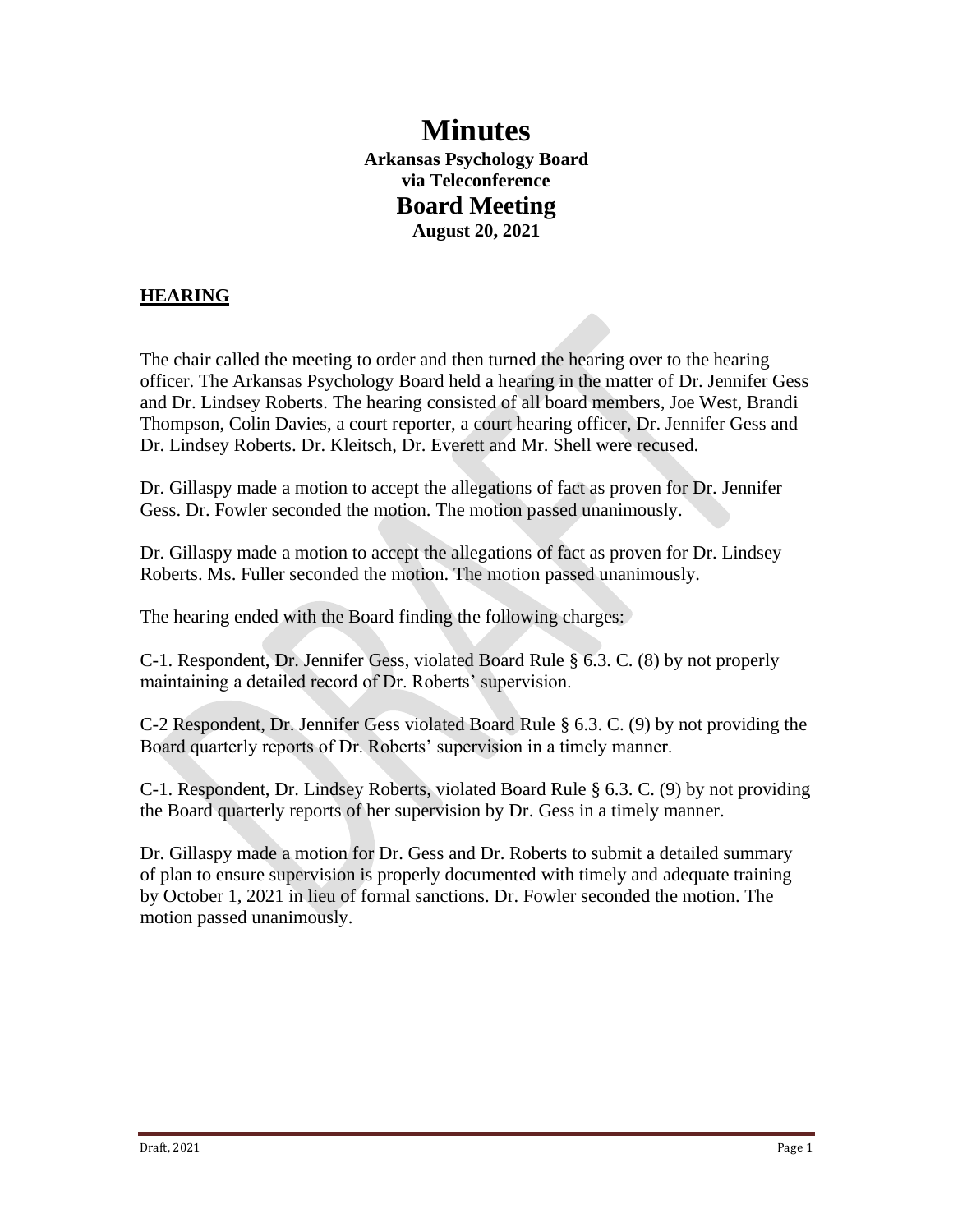# Minutes

**Arkansas Psychology Board**
**via Teleconference**

## Board Meeting

**August 20, 2021**

### HEARING

The chair called the meeting to order and then turned the hearing over to the hearing officer. The Arkansas Psychology Board held a hearing in the matter of Dr. Jennifer Gess and Dr. Lindsey Roberts. The hearing consisted of all board members, Joe West, Brandi Thompson, Colin Davies, a court reporter, a court hearing officer, Dr. Jennifer Gess and Dr. Lindsey Roberts. Dr. Kleitsch, Dr. Everett and Mr. Shell were recused.

Dr. Gillaspy made a motion to accept the allegations of fact as proven for Dr. Jennifer Gess. Dr. Fowler seconded the motion. The motion passed unanimously.

Dr. Gillaspy made a motion to accept the allegations of fact as proven for Dr. Lindsey Roberts. Ms. Fuller seconded the motion. The motion passed unanimously.

The hearing ended with the Board finding the following charges:

C-1. Respondent, Dr. Jennifer Gess, violated Board Rule § 6.3. C. (8) by not properly maintaining a detailed record of Dr. Roberts' supervision.

C-2 Respondent, Dr. Jennifer Gess violated Board Rule § 6.3. C. (9) by not providing the Board quarterly reports of Dr. Roberts' supervision in a timely manner.

C-1. Respondent, Dr. Lindsey Roberts, violated Board Rule § 6.3. C. (9) by not providing the Board quarterly reports of her supervision by Dr. Gess in a timely manner.

Dr. Gillaspy made a motion for Dr. Gess and Dr. Roberts to submit a detailed summary of plan to ensure supervision is properly documented with timely and adequate training by October 1, 2021 in lieu of formal sanctions. Dr. Fowler seconded the motion. The motion passed unanimously.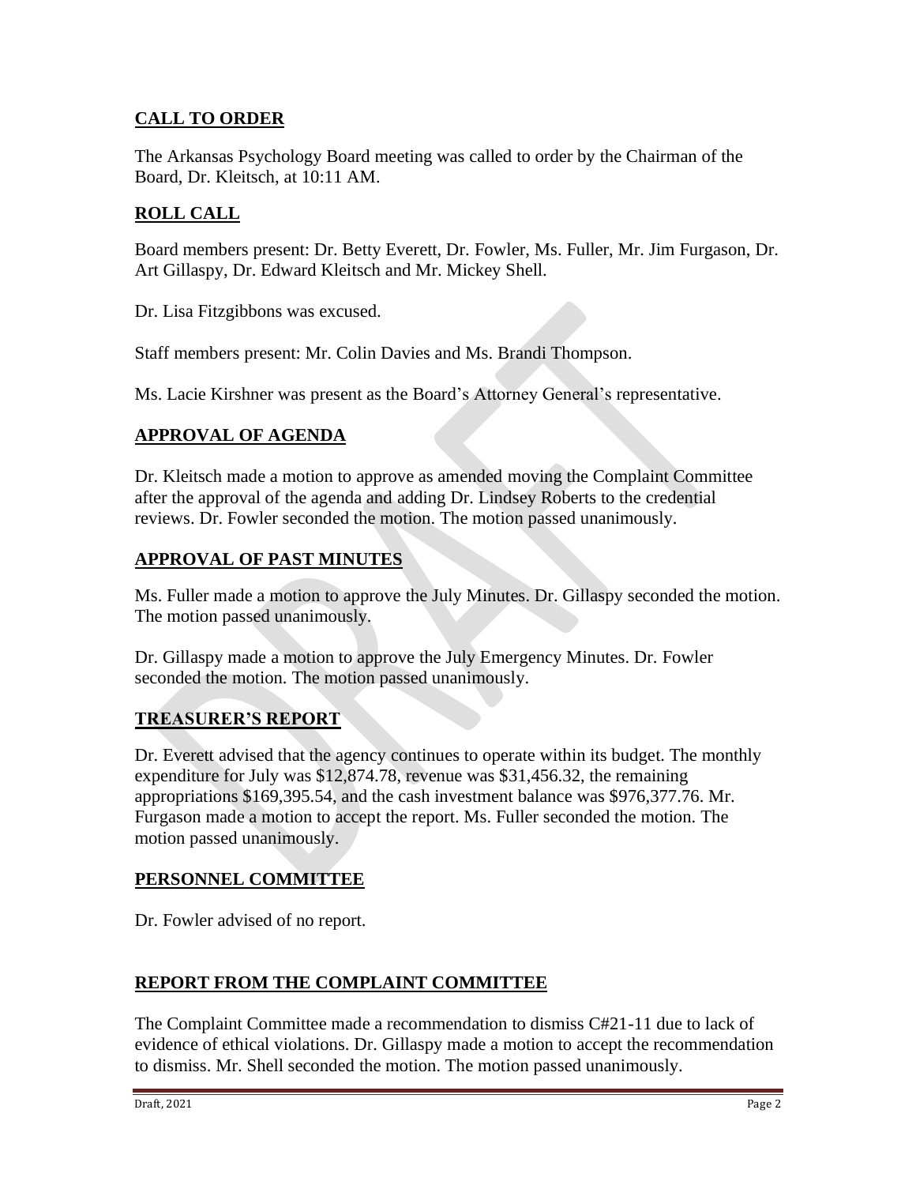## CALL TO ORDER

The Arkansas Psychology Board meeting was called to order by the Chairman of the Board, Dr. Kleitsch, at 10:11 AM.

## ROLL CALL

Board members present: Dr. Betty Everett, Dr. Fowler, Ms. Fuller, Mr. Jim Furgason, Dr. Art Gillaspy, Dr. Edward Kleitsch and Mr. Mickey Shell.

Dr. Lisa Fitzgibbons was excused.

Staff members present: Mr. Colin Davies and Ms. Brandi Thompson.

Ms. Lacie Kirshner was present as the Board's Attorney General's representative.

## APPROVAL OF AGENDA

Dr. Kleitsch made a motion to approve as amended moving the Complaint Committee after the approval of the agenda and adding Dr. Lindsey Roberts to the credential reviews. Dr. Fowler seconded the motion. The motion passed unanimously.

## APPROVAL OF PAST MINUTES

Ms. Fuller made a motion to approve the July Minutes. Dr. Gillaspy seconded the motion. The motion passed unanimously.

Dr. Gillaspy made a motion to approve the July Emergency Minutes. Dr. Fowler seconded the motion. The motion passed unanimously.

## TREASURER'S REPORT

Dr. Everett advised that the agency continues to operate within its budget. The monthly expenditure for July was $12,874.78, revenue was $31,456.32, the remaining appropriations $169,395.54, and the cash investment balance was $976,377.76. Mr. Furgason made a motion to accept the report. Ms. Fuller seconded the motion. The motion passed unanimously.

## PERSONNEL COMMITTEE

Dr. Fowler advised of no report.

## REPORT FROM THE COMPLAINT COMMITTEE

The Complaint Committee made a recommendation to dismiss C#21-11 due to lack of evidence of ethical violations. Dr. Gillaspy made a motion to accept the recommendation to dismiss. Mr. Shell seconded the motion. The motion passed unanimously.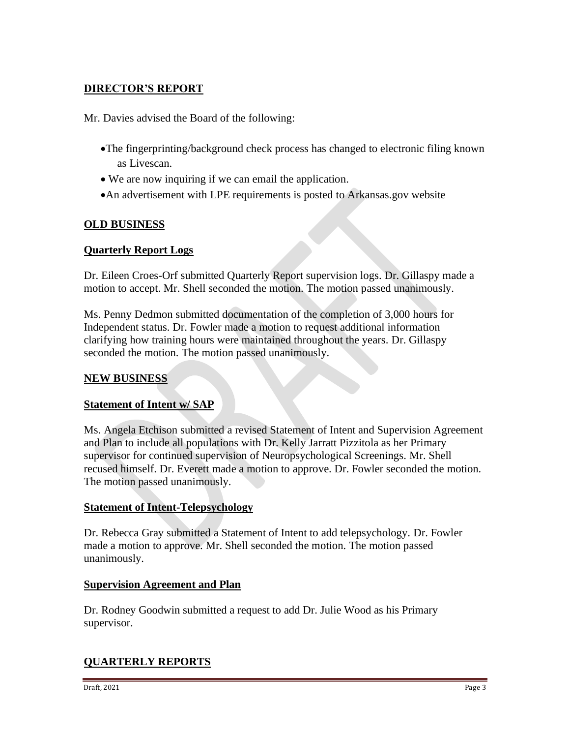## DIRECTOR'S REPORT

Mr. Davies advised the Board of the following:

- The fingerprinting/background check process has changed to electronic filing known as Livescan.
- We are now inquiring if we can email the application.
- An advertisement with LPE requirements is posted to Arkansas.gov website

## OLD BUSINESS

### Quarterly Report Logs

Dr. Eileen Croes-Orf submitted Quarterly Report supervision logs. Dr. Gillaspy made a motion to accept. Mr. Shell seconded the motion. The motion passed unanimously.

Ms. Penny Dedmon submitted documentation of the completion of 3,000 hours for Independent status. Dr. Fowler made a motion to request additional information clarifying how training hours were maintained throughout the years. Dr. Gillaspy seconded the motion. The motion passed unanimously.

## NEW BUSINESS

### Statement of Intent w/ SAP

Ms. Angela Etchison submitted a revised Statement of Intent and Supervision Agreement and Plan to include all populations with Dr. Kelly Jarratt Pizzitola as her Primary supervisor for continued supervision of Neuropsychological Screenings. Mr. Shell recused himself. Dr. Everett made a motion to approve. Dr. Fowler seconded the motion. The motion passed unanimously.

### Statement of Intent-Telepsychology

Dr. Rebecca Gray submitted a Statement of Intent to add telepsychology. Dr. Fowler made a motion to approve. Mr. Shell seconded the motion. The motion passed unanimously.

### Supervision Agreement and Plan

Dr. Rodney Goodwin submitted a request to add Dr. Julie Wood as his Primary supervisor.

## QUARTERLY REPORTS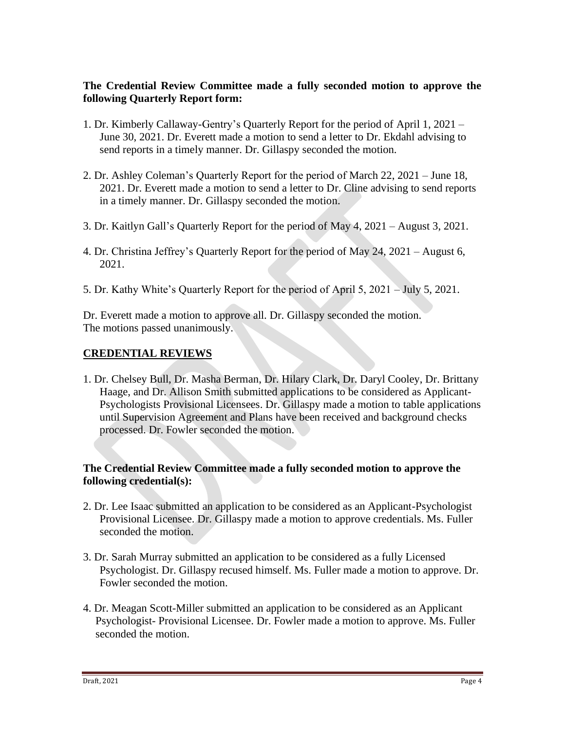**The Credential Review Committee made a fully seconded motion to approve the following Quarterly Report form:**

1. Dr. Kimberly Callaway-Gentry's Quarterly Report for the period of April 1, 2021 – June 30, 2021. Dr. Everett made a motion to send a letter to Dr. Ekdahl advising to send reports in a timely manner. Dr. Gillaspy seconded the motion.

2. Dr. Ashley Coleman's Quarterly Report for the period of March 22, 2021 – June 18, 2021. Dr. Everett made a motion to send a letter to Dr. Cline advising to send reports in a timely manner. Dr. Gillaspy seconded the motion.

3. Dr. Kaitlyn Gall's Quarterly Report for the period of May 4, 2021 – August 3, 2021.

4. Dr. Christina Jeffrey's Quarterly Report for the period of May 24, 2021 – August 6, 2021.

5. Dr. Kathy White's Quarterly Report for the period of April 5, 2021 – July 5, 2021.

Dr. Everett made a motion to approve all. Dr. Gillaspy seconded the motion.
The motions passed unanimously.

## CREDENTIAL REVIEWS

1. Dr. Chelsey Bull, Dr. Masha Berman, Dr. Hilary Clark, Dr. Daryl Cooley, Dr. Brittany Haage, and Dr. Allison Smith submitted applications to be considered as Applicant-Psychologists Provisional Licensees. Dr. Gillaspy made a motion to table applications until Supervision Agreement and Plans have been received and background checks processed. Dr. Fowler seconded the motion.

**The Credential Review Committee made a fully seconded motion to approve the following credential(s):**

2. Dr. Lee Isaac submitted an application to be considered as an Applicant-Psychologist Provisional Licensee. Dr. Gillaspy made a motion to approve credentials. Ms. Fuller seconded the motion.

3. Dr. Sarah Murray submitted an application to be considered as a fully Licensed Psychologist. Dr. Gillaspy recused himself. Ms. Fuller made a motion to approve. Dr. Fowler seconded the motion.

4. Dr. Meagan Scott-Miller submitted an application to be considered as an Applicant Psychologist- Provisional Licensee. Dr. Fowler made a motion to approve. Ms. Fuller seconded the motion.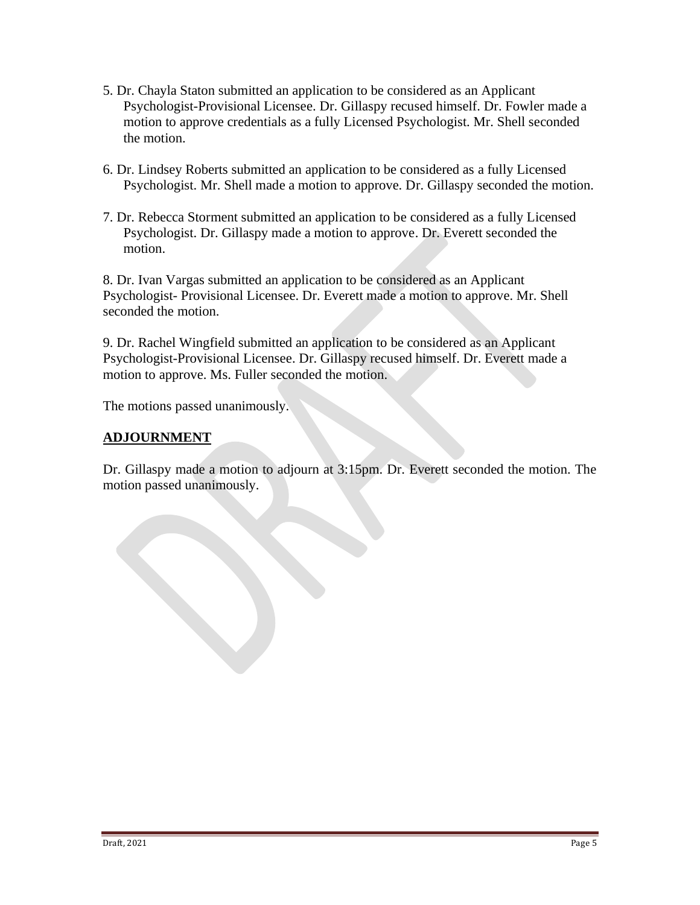5. Dr. Chayla Staton submitted an application to be considered as an Applicant Psychologist-Provisional Licensee. Dr. Gillaspy recused himself. Dr. Fowler made a motion to approve credentials as a fully Licensed Psychologist. Mr. Shell seconded the motion.

6. Dr. Lindsey Roberts submitted an application to be considered as a fully Licensed Psychologist. Mr. Shell made a motion to approve. Dr. Gillaspy seconded the motion.

7. Dr. Rebecca Storment submitted an application to be considered as a fully Licensed Psychologist. Dr. Gillaspy made a motion to approve. Dr. Everett seconded the motion.

8. Dr. Ivan Vargas submitted an application to be considered as an Applicant Psychologist- Provisional Licensee. Dr. Everett made a motion to approve. Mr. Shell seconded the motion.

9. Dr. Rachel Wingfield submitted an application to be considered as an Applicant Psychologist-Provisional Licensee. Dr. Gillaspy recused himself. Dr. Everett made a motion to approve. Ms. Fuller seconded the motion.

The motions passed unanimously.

## ADJOURNMENT

Dr. Gillaspy made a motion to adjourn at 3:15pm. Dr. Everett seconded the motion. The motion passed unanimously.